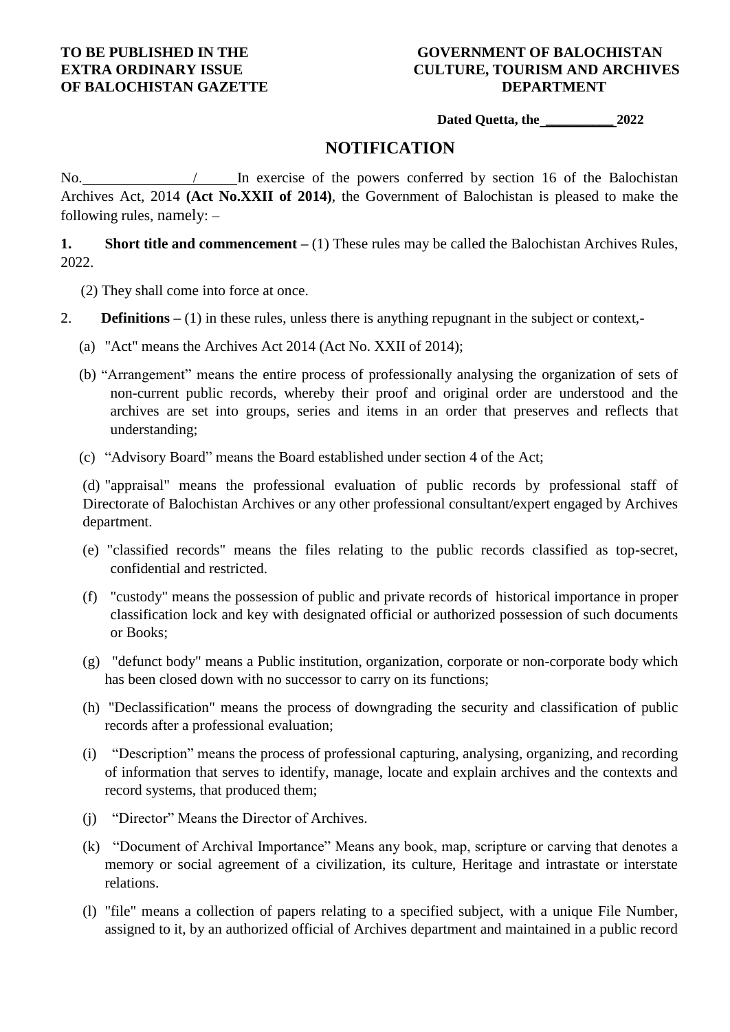**TO BE PUBLISHED IN THE EXTRA ORDINARY ISSUE OF BALOCHISTAN GAZETTE**

**GOVERNMENT OF BALOCHISTAN CULTURE, TOURISM AND ARCHIVES DEPARTMENT**

**Dated Quetta, the __________ 2022**

## NOTIFICATION

No.______________/_____In exercise of the powers conferred by section 16 of the Balochistan Archives Act, 2014 **(Act No.XXII of 2014)**, the Government of Balochistan is pleased to make the following rules, namely: –

**1. Short title and commencement –** (1) These rules may be called the Balochistan Archives Rules, 2022.

(2) They shall come into force at once.

2. **Definitions –** (1) in these rules, unless there is anything repugnant in the subject or context,-

(a) "Act" means the Archives Act 2014 (Act No. XXII of 2014);

(b) "Arrangement" means the entire process of professionally analysing the organization of sets of non-current public records, whereby their proof and original order are understood and the archives are set into groups, series and items in an order that preserves and reflects that understanding;

(c) "Advisory Board" means the Board established under section 4 of the Act;

(d) "appraisal" means the professional evaluation of public records by professional staff of Directorate of Balochistan Archives or any other professional consultant/expert engaged by Archives department.

(e) "classified records" means the files relating to the public records classified as top-secret, confidential and restricted.

(f) "custody" means the possession of public and private records of historical importance in proper classification lock and key with designated official or authorized possession of such documents or Books;

(g) "defunct body" means a Public institution, organization, corporate or non-corporate body which has been closed down with no successor to carry on its functions;

(h) "Declassification" means the process of downgrading the security and classification of public records after a professional evaluation;

(i) "Description" means the process of professional capturing, analysing, organizing, and recording of information that serves to identify, manage, locate and explain archives and the contexts and record systems, that produced them;

(j) "Director" Means the Director of Archives.

(k) "Document of Archival Importance" Means any book, map, scripture or carving that denotes a memory or social agreement of a civilization, its culture, Heritage and intrastate or interstate relations.

(l) "file" means a collection of papers relating to a specified subject, with a unique File Number, assigned to it, by an authorized official of Archives department and maintained in a public record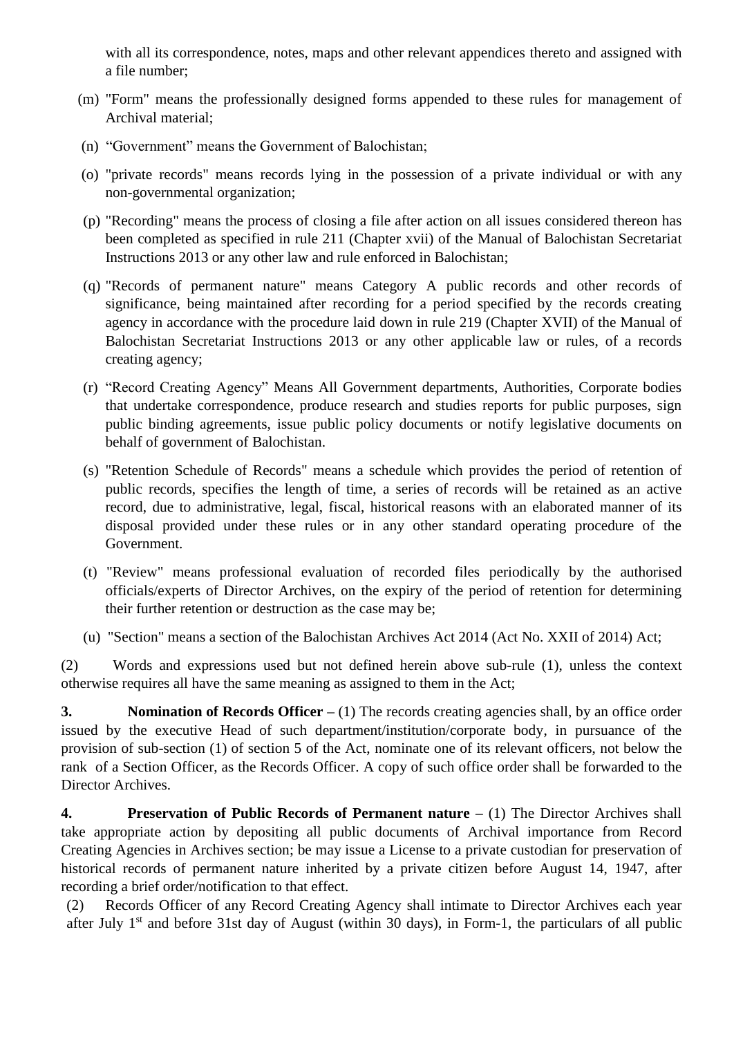with all its correspondence, notes, maps and other relevant appendices thereto and assigned with a file number;

(m) "Form" means the professionally designed forms appended to these rules for management of Archival material;

(n) "Government" means the Government of Balochistan;

(o) "private records" means records lying in the possession of a private individual or with any non-governmental organization;

(p) "Recording" means the process of closing a file after action on all issues considered thereon has been completed as specified in rule 211 (Chapter xvii) of the Manual of Balochistan Secretariat Instructions 2013 or any other law and rule enforced in Balochistan;

(q) "Records of permanent nature" means Category A public records and other records of significance, being maintained after recording for a period specified by the records creating agency in accordance with the procedure laid down in rule 219 (Chapter XVII) of the Manual of Balochistan Secretariat Instructions 2013 or any other applicable law or rules, of a records creating agency;

(r) "Record Creating Agency" Means All Government departments, Authorities, Corporate bodies that undertake correspondence, produce research and studies reports for public purposes, sign public binding agreements, issue public policy documents or notify legislative documents on behalf of government of Balochistan.

(s) "Retention Schedule of Records" means a schedule which provides the period of retention of public records, specifies the length of time, a series of records will be retained as an active record, due to administrative, legal, fiscal, historical reasons with an elaborated manner of its disposal provided under these rules or in any other standard operating procedure of the Government.

(t) "Review" means professional evaluation of recorded files periodically by the authorised officials/experts of Director Archives, on the expiry of the period of retention for determining their further retention or destruction as the case may be;

(u) "Section" means a section of the Balochistan Archives Act 2014 (Act No. XXII of 2014) Act;

(2) Words and expressions used but not defined herein above sub-rule (1), unless the context otherwise requires all have the same meaning as assigned to them in the Act;

**3. Nomination of Records Officer –** (1) The records creating agencies shall, by an office order issued by the executive Head of such department/institution/corporate body, in pursuance of the provision of sub-section (1) of section 5 of the Act, nominate one of its relevant officers, not below the rank of a Section Officer, as the Records Officer. A copy of such office order shall be forwarded to the Director Archives.

**4. Preservation of Public Records of Permanent nature –** (1) The Director Archives shall take appropriate action by depositing all public documents of Archival importance from Record Creating Agencies in Archives section; be may issue a License to a private custodian for preservation of historical records of permanent nature inherited by a private citizen before August 14, 1947, after recording a brief order/notification to that effect.

(2) Records Officer of any Record Creating Agency shall intimate to Director Archives each year after July 1st and before 31st day of August (within 30 days), in Form-1, the particulars of all public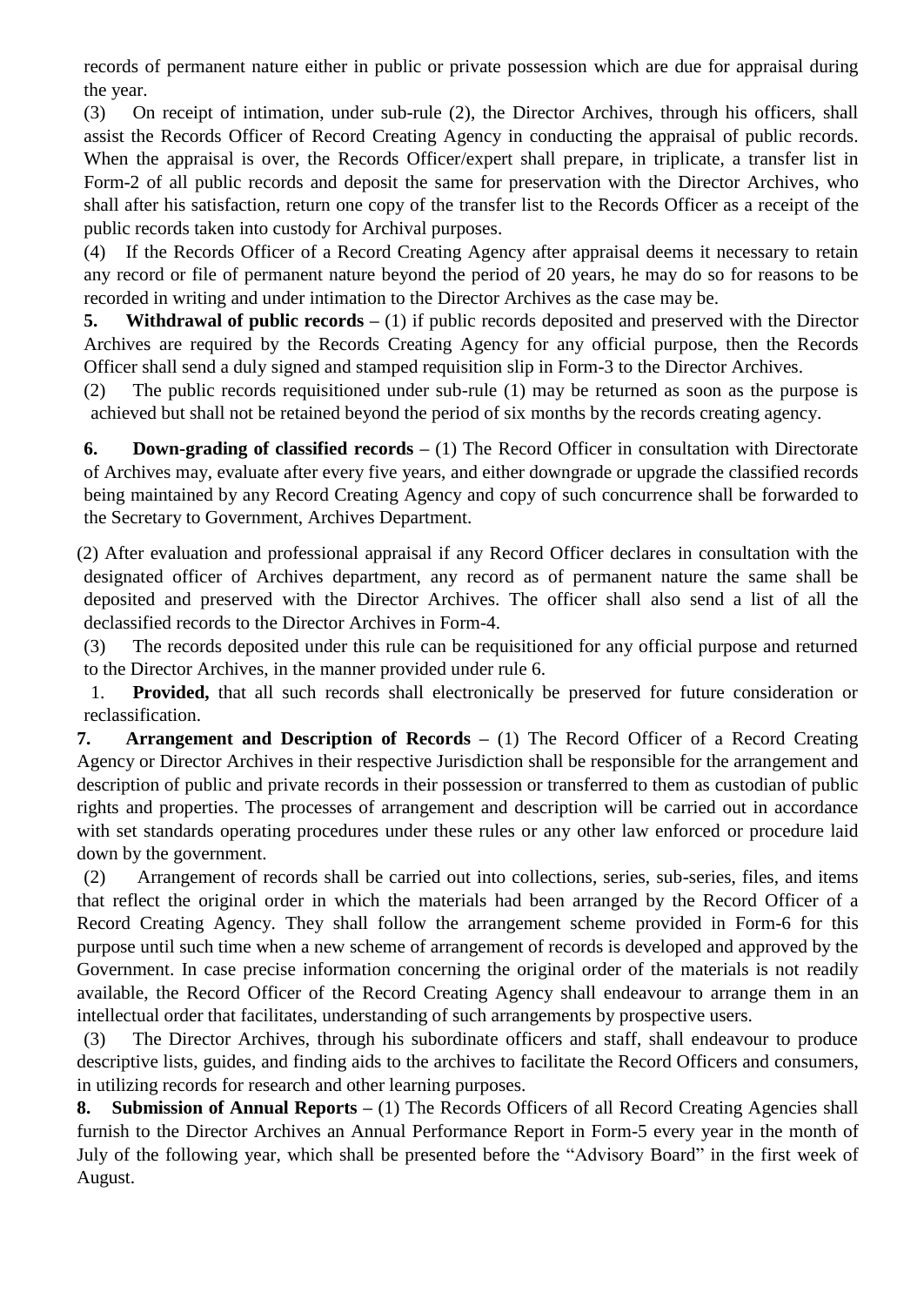records of permanent nature either in public or private possession which are due for appraisal during the year.

(3) On receipt of intimation, under sub-rule (2), the Director Archives, through his officers, shall assist the Records Officer of Record Creating Agency in conducting the appraisal of public records. When the appraisal is over, the Records Officer/expert shall prepare, in triplicate, a transfer list in Form-2 of all public records and deposit the same for preservation with the Director Archives, who shall after his satisfaction, return one copy of the transfer list to the Records Officer as a receipt of the public records taken into custody for Archival purposes.

(4) If the Records Officer of a Record Creating Agency after appraisal deems it necessary to retain any record or file of permanent nature beyond the period of 20 years, he may do so for reasons to be recorded in writing and under intimation to the Director Archives as the case may be.

**5. Withdrawal of public records –** (1) if public records deposited and preserved with the Director Archives are required by the Records Creating Agency for any official purpose, then the Records Officer shall send a duly signed and stamped requisition slip in Form-3 to the Director Archives.

(2) The public records requisitioned under sub-rule (1) may be returned as soon as the purpose is achieved but shall not be retained beyond the period of six months by the records creating agency.

**6. Down-grading of classified records –** (1) The Record Officer in consultation with Directorate of Archives may, evaluate after every five years, and either downgrade or upgrade the classified records being maintained by any Record Creating Agency and copy of such concurrence shall be forwarded to the Secretary to Government, Archives Department.

(2) After evaluation and professional appraisal if any Record Officer declares in consultation with the designated officer of Archives department, any record as of permanent nature the same shall be deposited and preserved with the Director Archives. The officer shall also send a list of all the declassified records to the Director Archives in Form-4.

(3) The records deposited under this rule can be requisitioned for any official purpose and returned to the Director Archives, in the manner provided under rule 6.

1. **Provided,** that all such records shall electronically be preserved for future consideration or reclassification.

**7. Arrangement and Description of Records –** (1) The Record Officer of a Record Creating Agency or Director Archives in their respective Jurisdiction shall be responsible for the arrangement and description of public and private records in their possession or transferred to them as custodian of public rights and properties. The processes of arrangement and description will be carried out in accordance with set standards operating procedures under these rules or any other law enforced or procedure laid down by the government.

(2) Arrangement of records shall be carried out into collections, series, sub-series, files, and items that reflect the original order in which the materials had been arranged by the Record Officer of a Record Creating Agency. They shall follow the arrangement scheme provided in Form-6 for this purpose until such time when a new scheme of arrangement of records is developed and approved by the Government. In case precise information concerning the original order of the materials is not readily available, the Record Officer of the Record Creating Agency shall endeavour to arrange them in an intellectual order that facilitates, understanding of such arrangements by prospective users.

(3) The Director Archives, through his subordinate officers and staff, shall endeavour to produce descriptive lists, guides, and finding aids to the archives to facilitate the Record Officers and consumers, in utilizing records for research and other learning purposes.

**8. Submission of Annual Reports –** (1) The Records Officers of all Record Creating Agencies shall furnish to the Director Archives an Annual Performance Report in Form-5 every year in the month of July of the following year, which shall be presented before the "Advisory Board" in the first week of August.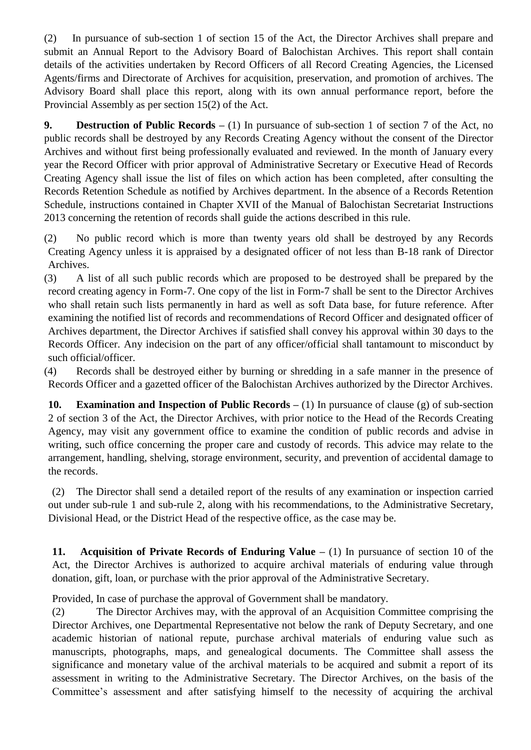(2) In pursuance of sub-section 1 of section 15 of the Act, the Director Archives shall prepare and submit an Annual Report to the Advisory Board of Balochistan Archives. This report shall contain details of the activities undertaken by Record Officers of all Record Creating Agencies, the Licensed Agents/firms and Directorate of Archives for acquisition, preservation, and promotion of archives. The Advisory Board shall place this report, along with its own annual performance report, before the Provincial Assembly as per section 15(2) of the Act.

**9. Destruction of Public Records –** (1) In pursuance of sub-section 1 of section 7 of the Act, no public records shall be destroyed by any Records Creating Agency without the consent of the Director Archives and without first being professionally evaluated and reviewed. In the month of January every year the Record Officer with prior approval of Administrative Secretary or Executive Head of Records Creating Agency shall issue the list of files on which action has been completed, after consulting the Records Retention Schedule as notified by Archives department. In the absence of a Records Retention Schedule, instructions contained in Chapter XVII of the Manual of Balochistan Secretariat Instructions 2013 concerning the retention of records shall guide the actions described in this rule.

(2) No public record which is more than twenty years old shall be destroyed by any Records Creating Agency unless it is appraised by a designated officer of not less than B-18 rank of Director Archives.

(3) A list of all such public records which are proposed to be destroyed shall be prepared by the record creating agency in Form-7. One copy of the list in Form-7 shall be sent to the Director Archives who shall retain such lists permanently in hard as well as soft Data base, for future reference. After examining the notified list of records and recommendations of Record Officer and designated officer of Archives department, the Director Archives if satisfied shall convey his approval within 30 days to the Records Officer. Any indecision on the part of any officer/official shall tantamount to misconduct by such official/officer.

(4) Records shall be destroyed either by burning or shredding in a safe manner in the presence of Records Officer and a gazetted officer of the Balochistan Archives authorized by the Director Archives.

**10. Examination and Inspection of Public Records –** (1) In pursuance of clause (g) of sub-section 2 of section 3 of the Act, the Director Archives, with prior notice to the Head of the Records Creating Agency, may visit any government office to examine the condition of public records and advise in writing, such office concerning the proper care and custody of records. This advice may relate to the arrangement, handling, shelving, storage environment, security, and prevention of accidental damage to the records.

(2) The Director shall send a detailed report of the results of any examination or inspection carried out under sub-rule 1 and sub-rule 2, along with his recommendations, to the Administrative Secretary, Divisional Head, or the District Head of the respective office, as the case may be.

**11. Acquisition of Private Records of Enduring Value –** (1) In pursuance of section 10 of the Act, the Director Archives is authorized to acquire archival materials of enduring value through donation, gift, loan, or purchase with the prior approval of the Administrative Secretary.

Provided, In case of purchase the approval of Government shall be mandatory.

(2) The Director Archives may, with the approval of an Acquisition Committee comprising the Director Archives, one Departmental Representative not below the rank of Deputy Secretary, and one academic historian of national repute, purchase archival materials of enduring value such as manuscripts, photographs, maps, and genealogical documents. The Committee shall assess the significance and monetary value of the archival materials to be acquired and submit a report of its assessment in writing to the Administrative Secretary. The Director Archives, on the basis of the Committee's assessment and after satisfying himself to the necessity of acquiring the archival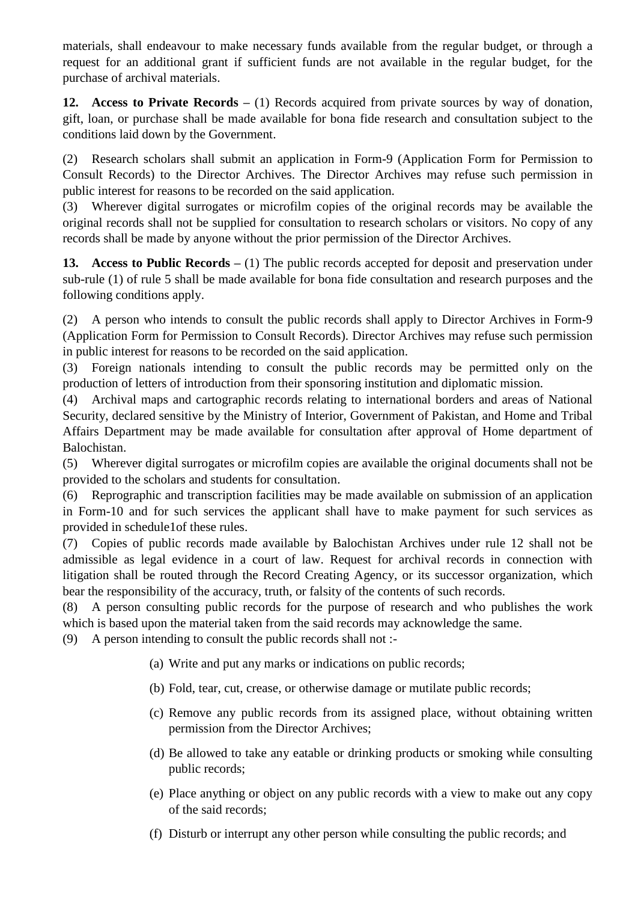materials, shall endeavour to make necessary funds available from the regular budget, or through a request for an additional grant if sufficient funds are not available in the regular budget, for the purchase of archival materials.

**12. Access to Private Records –** (1) Records acquired from private sources by way of donation, gift, loan, or purchase shall be made available for bona fide research and consultation subject to the conditions laid down by the Government.

(2) Research scholars shall submit an application in Form-9 (Application Form for Permission to Consult Records) to the Director Archives. The Director Archives may refuse such permission in public interest for reasons to be recorded on the said application.

(3) Wherever digital surrogates or microfilm copies of the original records may be available the original records shall not be supplied for consultation to research scholars or visitors. No copy of any records shall be made by anyone without the prior permission of the Director Archives.

**13. Access to Public Records –** (1) The public records accepted for deposit and preservation under sub-rule (1) of rule 5 shall be made available for bona fide consultation and research purposes and the following conditions apply.

(2) A person who intends to consult the public records shall apply to Director Archives in Form-9 (Application Form for Permission to Consult Records). Director Archives may refuse such permission in public interest for reasons to be recorded on the said application.

(3) Foreign nationals intending to consult the public records may be permitted only on the production of letters of introduction from their sponsoring institution and diplomatic mission.

(4) Archival maps and cartographic records relating to international borders and areas of National Security, declared sensitive by the Ministry of Interior, Government of Pakistan, and Home and Tribal Affairs Department may be made available for consultation after approval of Home department of Balochistan.

(5) Wherever digital surrogates or microfilm copies are available the original documents shall not be provided to the scholars and students for consultation.

(6) Reprographic and transcription facilities may be made available on submission of an application in Form-10 and for such services the applicant shall have to make payment for such services as provided in schedule1of these rules.

(7) Copies of public records made available by Balochistan Archives under rule 12 shall not be admissible as legal evidence in a court of law. Request for archival records in connection with litigation shall be routed through the Record Creating Agency, or its successor organization, which bear the responsibility of the accuracy, truth, or falsity of the contents of such records.

(8) A person consulting public records for the purpose of research and who publishes the work which is based upon the material taken from the said records may acknowledge the same.

(9) A person intending to consult the public records shall not :-

(a) Write and put any marks or indications on public records;

(b) Fold, tear, cut, crease, or otherwise damage or mutilate public records;

(c) Remove any public records from its assigned place, without obtaining written permission from the Director Archives;

(d) Be allowed to take any eatable or drinking products or smoking while consulting public records;

(e) Place anything or object on any public records with a view to make out any copy of the said records;

(f) Disturb or interrupt any other person while consulting the public records; and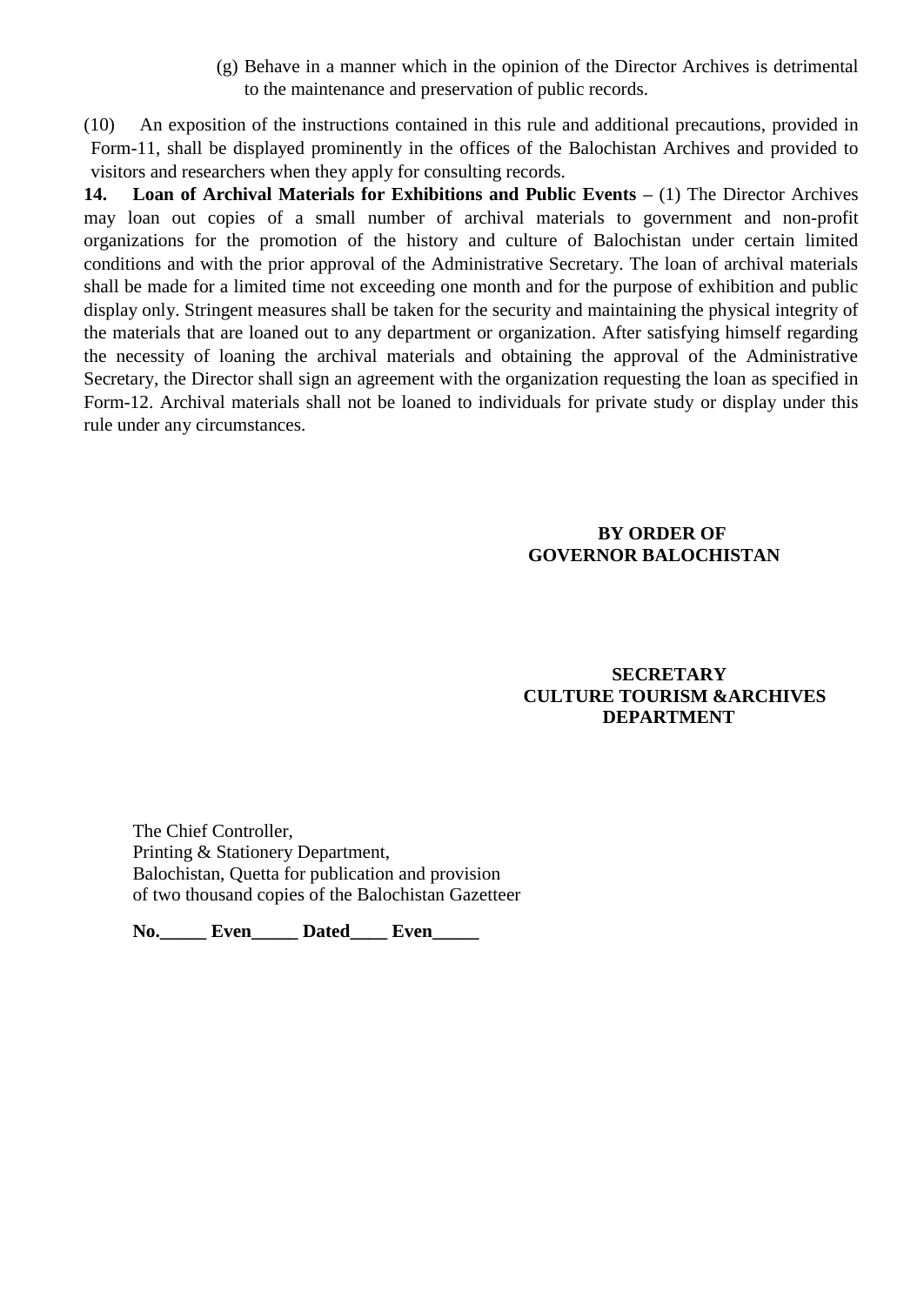(g) Behave in a manner which in the opinion of the Director Archives is detrimental to the maintenance and preservation of public records.

(10) An exposition of the instructions contained in this rule and additional precautions, provided in Form-11, shall be displayed prominently in the offices of the Balochistan Archives and provided to visitors and researchers when they apply for consulting records.

**14. Loan of Archival Materials for Exhibitions and Public Events –** (1) The Director Archives may loan out copies of a small number of archival materials to government and non-profit organizations for the promotion of the history and culture of Balochistan under certain limited conditions and with the prior approval of the Administrative Secretary. The loan of archival materials shall be made for a limited time not exceeding one month and for the purpose of exhibition and public display only. Stringent measures shall be taken for the security and maintaining the physical integrity of the materials that are loaned out to any department or organization. After satisfying himself regarding the necessity of loaning the archival materials and obtaining the approval of the Administrative Secretary, the Director shall sign an agreement with the organization requesting the loan as specified in Form-12. Archival materials shall not be loaned to individuals for private study or display under this rule under any circumstances.

**BY ORDER OF**
**GOVERNOR BALOCHISTAN**

**SECRETARY**
**CULTURE TOURISM &ARCHIVES**
**DEPARTMENT**

The Chief Controller,
Printing & Stationery Department,
Balochistan, Quetta for publication and provision
of two thousand copies of the Balochistan Gazetteer

**No._____ Even_____ Dated____ Even_____**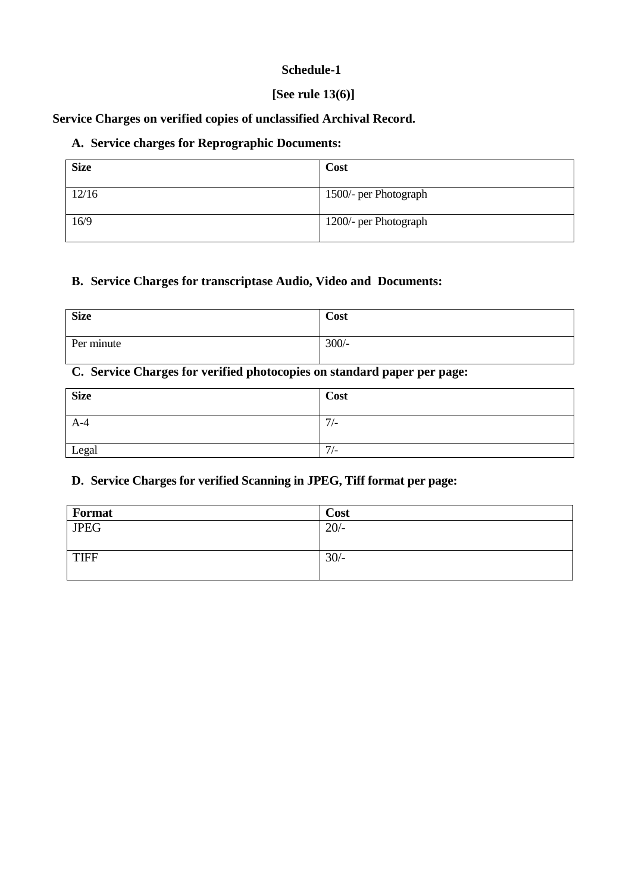**Schedule-1**

**[See rule 13(6)]**

**Service Charges on verified copies of unclassified Archival Record.**

**A. Service charges for Reprographic Documents:**

| Size | Cost |
|---|---|
| 12/16 | 1500/- per Photograph |
| 16/9 | 1200/- per Photograph |

**B. Service Charges for transcriptase Audio, Video and Documents:**

| Size | Cost |
|---|---|
| Per minute | 300/- |

**C. Service Charges for verified photocopies on standard paper per page:**

| Size | Cost |
|---|---|
| A-4 | 7/- |
| Legal | 7/- |

**D. Service Charges for verified Scanning in JPEG, Tiff format per page:**

| Format | Cost |
|---|---|
| JPEG | 20/- |
| TIFF | 30/- |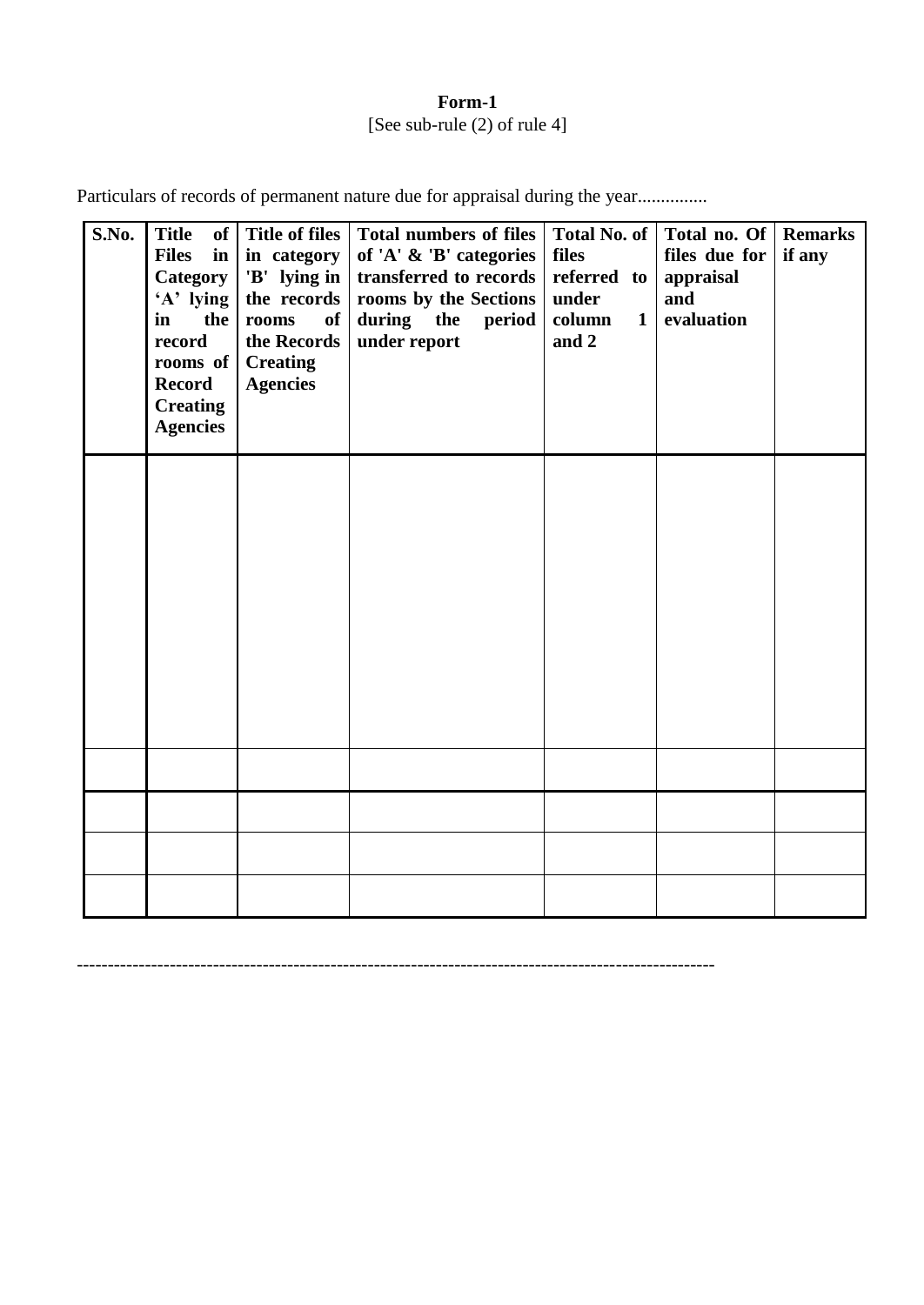**Form-1**
[See sub-rule (2) of rule 4]

Particulars of records of permanent nature due for appraisal during the year...............

| S.No. | Title of Files in Category 'A' lying in the record rooms of Record Creating Agencies | Title of files in category 'B' lying in the records rooms of the Records Creating Agencies | Total numbers of files of 'A' & 'B' categories transferred to records rooms by the Sections during the period under report | Total No. of files referred to under column 1 and 2 | Total no. Of files due for appraisal and evaluation | Remarks if any |
|---|---|---|---|---|---|---|
| | | | | | | |
| | | | | | | |
| | | | | | | |
| | | | | | | |
| | | | | | | |

---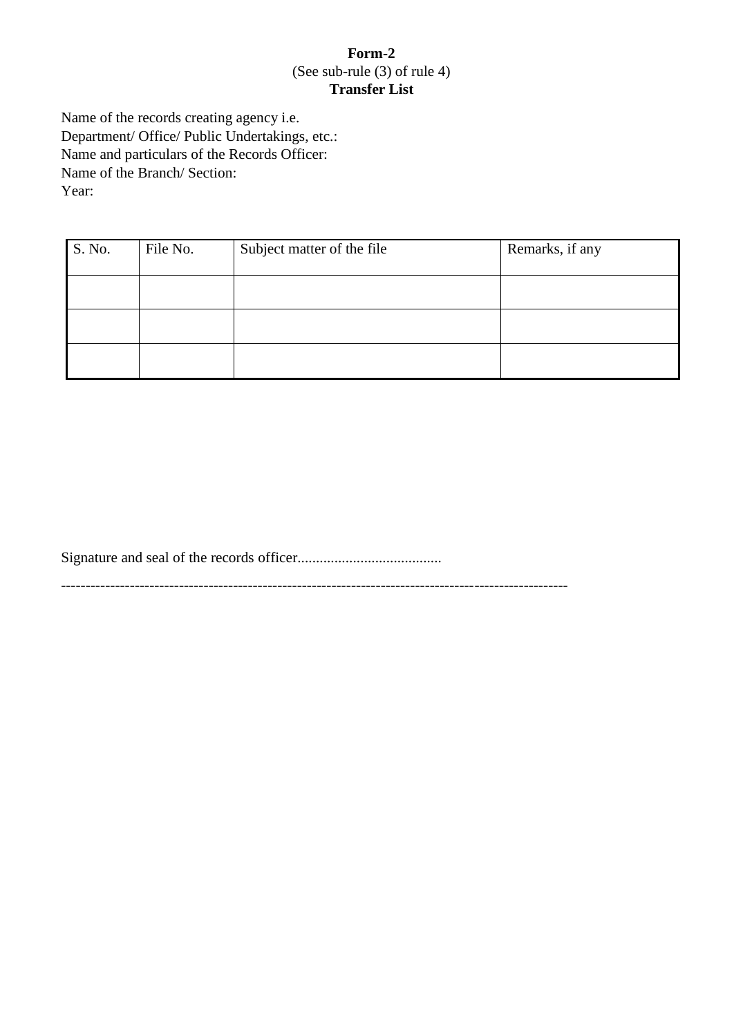**Form-2**

(See sub-rule (3) of rule 4)

**Transfer List**

Name of the records creating agency i.e.
Department/ Office/ Public Undertakings, etc.:
Name and particulars of the Records Officer:
Name of the Branch/ Section:
Year:

| S. No. | File No. | Subject matter of the file | Remarks, if any |
|---|---|---|---|
| | | | |
| | | | |
| | | | |

Signature and seal of the records officer.......................................

----------------------------------------------------------------------------------------------------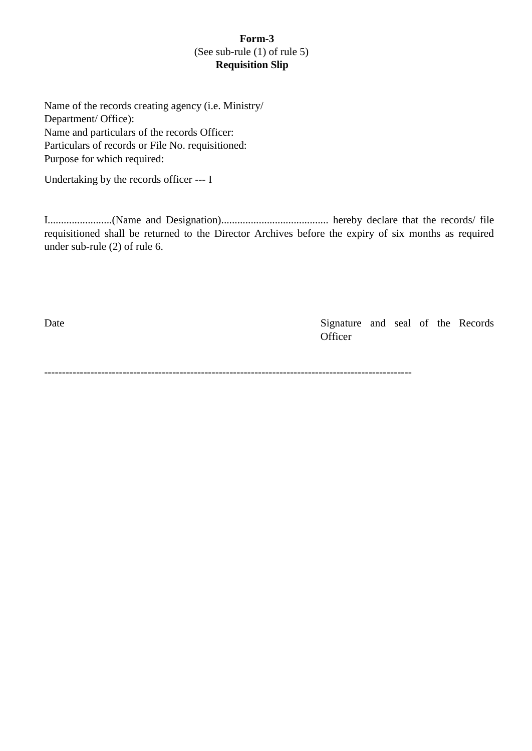**Form-3**
(See sub-rule (1) of rule 5)
**Requisition Slip**

Name of the records creating agency (i.e. Ministry/ Department/ Office):
Name and particulars of the records Officer:
Particulars of records or File No. requisitioned:
Purpose for which required:

Undertaking by the records officer --- I

I........................(Name and Designation)........................................ hereby declare that the records/ file requisitioned shall be returned to the Director Archives before the expiry of six months as required under sub-rule (2) of rule 6.

Date

Signature and seal of the Records Officer

------------------------------------------------------------------------------------------------------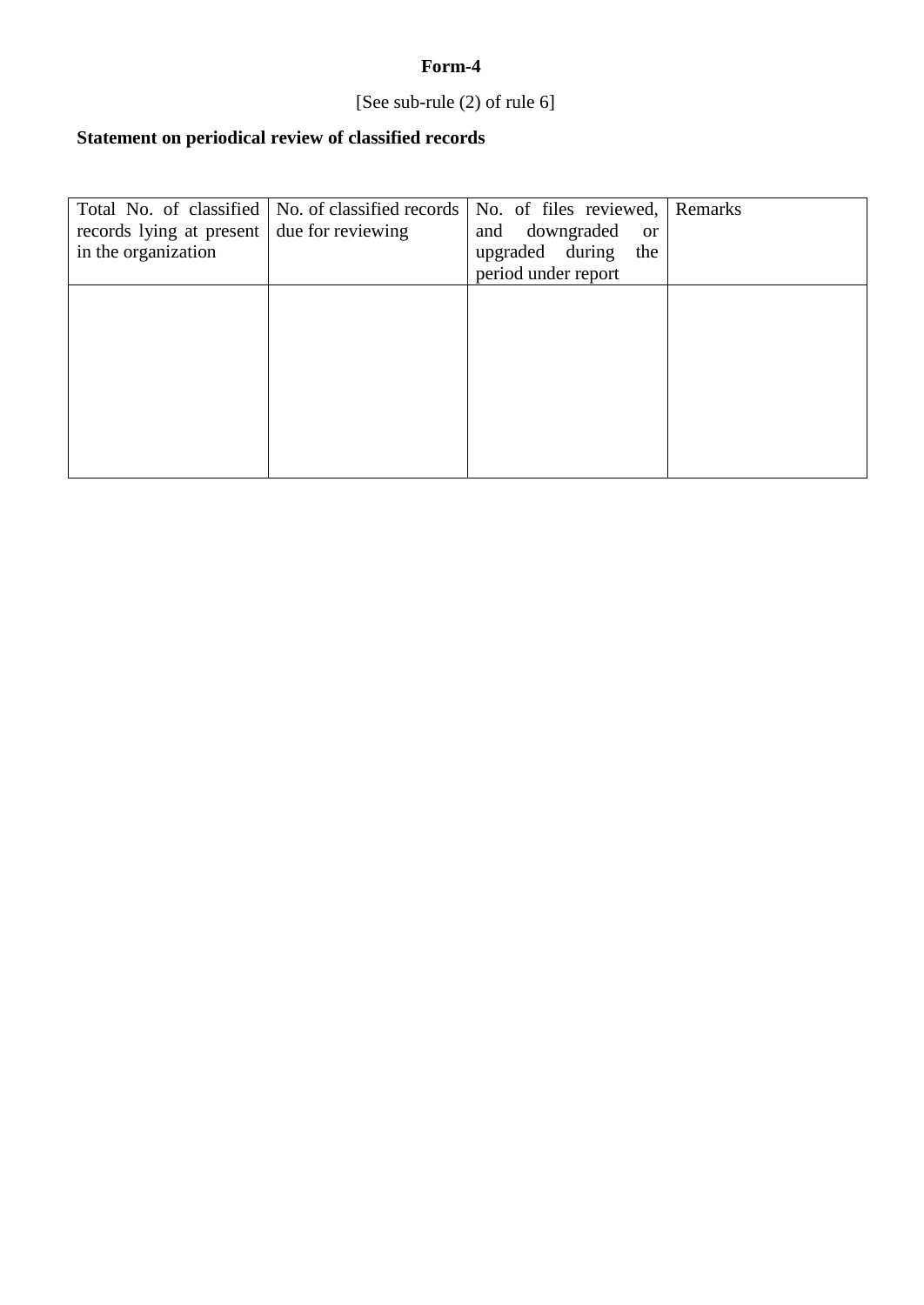**Form-4**

[See sub-rule (2) of rule 6]

**Statement on periodical review of classified records**

| Total No. of classified records lying at present in the organization | No. of classified records due for reviewing | No. of files reviewed, and downgraded or upgraded during the period under report | Remarks |
|---|---|---|---|
| | | | |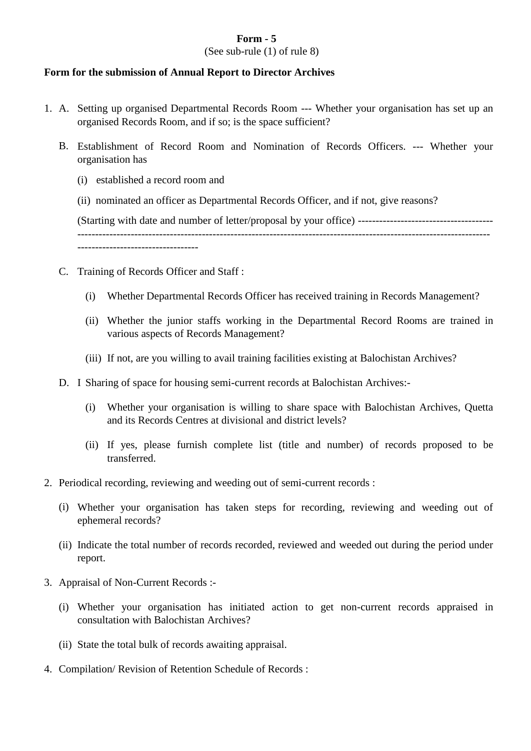**Form - 5**

(See sub-rule (1) of rule 8)

**Form for the submission of Annual Report to Director Archives**

1. A. Setting up organised Departmental Records Room --- Whether your organisation has set up an organised Records Room, and if so; is the space sufficient?

   B. Establishment of Record Room and Nomination of Records Officers. --- Whether your organisation has

   (i) established a record room and

   (ii) nominated an officer as Departmental Records Officer, and if not, give reasons?

   (Starting with date and number of letter/proposal by your office) -------------------------------------------------------------------------------------------------------------------------------------------------------------------------------------------------

   C. Training of Records Officer and Staff :

   (i) Whether Departmental Records Officer has received training in Records Management?

   (ii) Whether the junior staffs working in the Departmental Record Rooms are trained in various aspects of Records Management?

   (iii) If not, are you willing to avail training facilities existing at Balochistan Archives?

   D. I Sharing of space for housing semi-current records at Balochistan Archives:-

   (i) Whether your organisation is willing to share space with Balochistan Archives, Quetta and its Records Centres at divisional and district levels?

   (ii) If yes, please furnish complete list (title and number) of records proposed to be transferred.

2. Periodical recording, reviewing and weeding out of semi-current records :

   (i) Whether your organisation has taken steps for recording, reviewing and weeding out of ephemeral records?

   (ii) Indicate the total number of records recorded, reviewed and weeded out during the period under report.

3. Appraisal of Non-Current Records :-

   (i) Whether your organisation has initiated action to get non-current records appraised in consultation with Balochistan Archives?

   (ii) State the total bulk of records awaiting appraisal.

4. Compilation/ Revision of Retention Schedule of Records :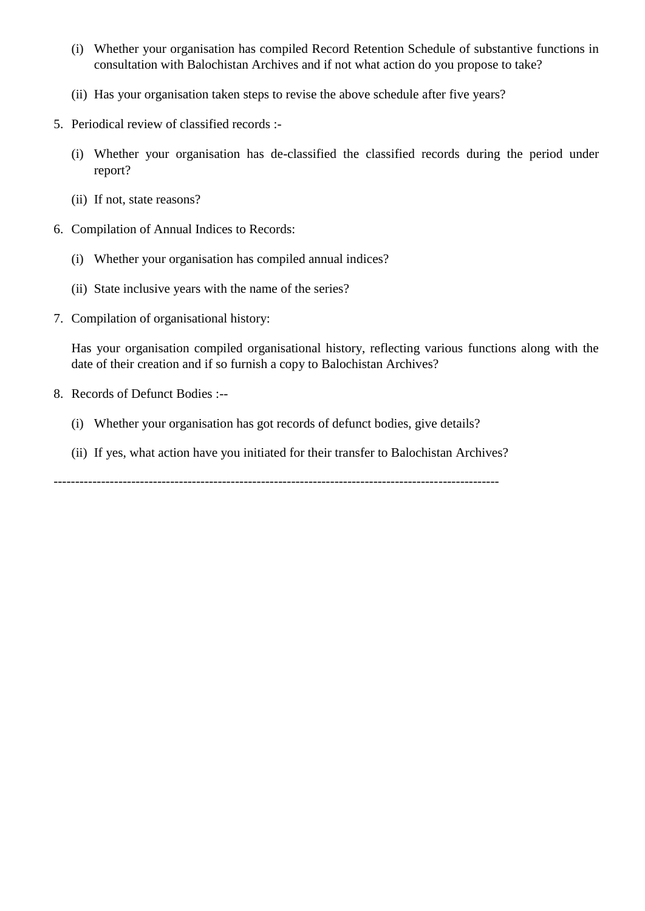(i) Whether your organisation has compiled Record Retention Schedule of substantive functions in consultation with Balochistan Archives and if not what action do you propose to take?

(ii) Has your organisation taken steps to revise the above schedule after five years?

5. Periodical review of classified records :-

   (i) Whether your organisation has de-classified the classified records during the period under report?

   (ii) If not, state reasons?

6. Compilation of Annual Indices to Records:

   (i) Whether your organisation has compiled annual indices?

   (ii) State inclusive years with the name of the series?

7. Compilation of organisational history:

   Has your organisation compiled organisational history, reflecting various functions along with the date of their creation and if so furnish a copy to Balochistan Archives?

8. Records of Defunct Bodies :--

   (i) Whether your organisation has got records of defunct bodies, give details?

   (ii) If yes, what action have you initiated for their transfer to Balochistan Archives?

---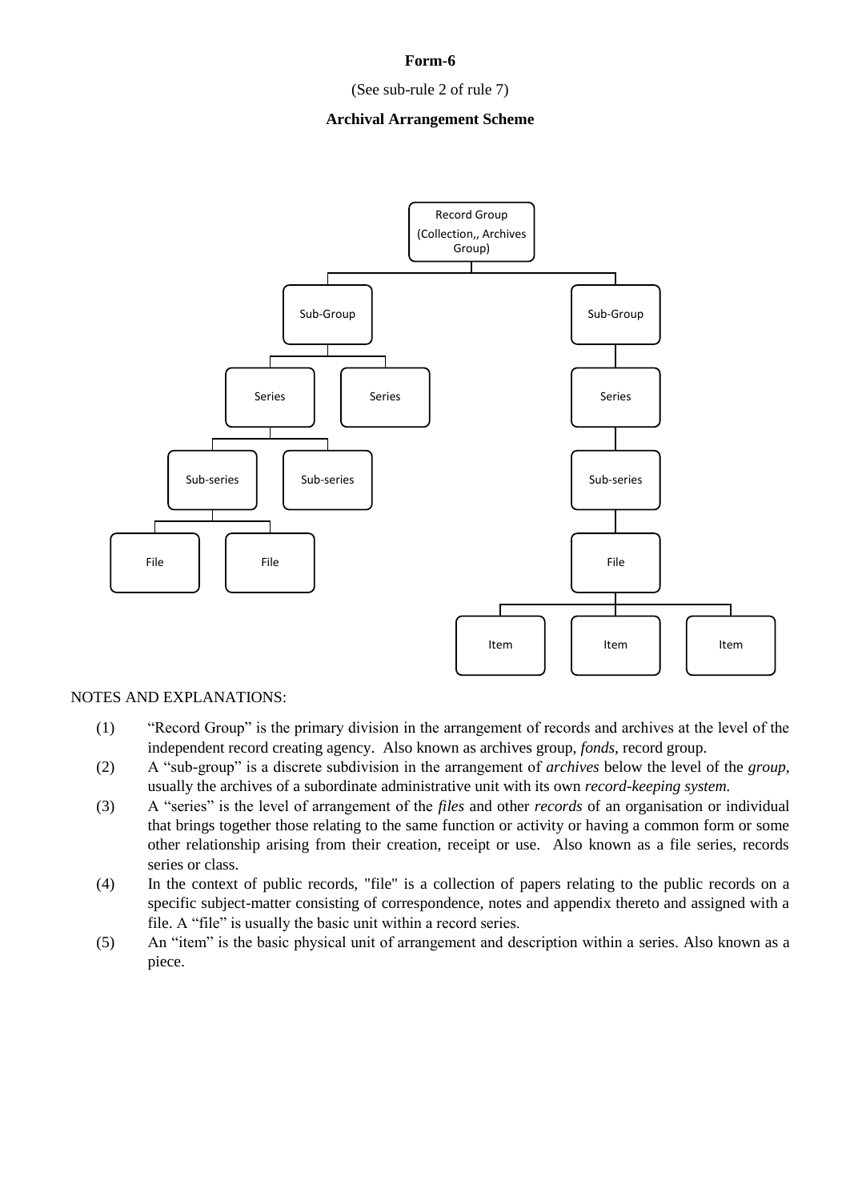**Form-6**

(See sub-rule 2 of rule 7)

**Archival Arrangement Scheme**

Record Group
(Collection,, Archives Group)

Sub-Group

Sub-Group

Series

Series

Series

Sub-series

Sub-series

Sub-series

File

File

File

Item

Item

Item

NOTES AND EXPLANATIONS:

(1) "Record Group" is the primary division in the arrangement of records and archives at the level of the independent record creating agency. Also known as archives group, *fonds*, record group.

(2) A "sub-group" is a discrete subdivision in the arrangement of *archives* below the level of the *group,* usually the archives of a subordinate administrative unit with its own *record-keeping system.*

(3) A "series" is the level of arrangement of the *files* and other *records* of an organisation or individual that brings together those relating to the same function or activity or having a common form or some other relationship arising from their creation, receipt or use. Also known as a file series, records series or class.

(4) In the context of public records, "file" is a collection of papers relating to the public records on a specific subject-matter consisting of correspondence, notes and appendix thereto and assigned with a file. A "file" is usually the basic unit within a record series.

(5) An "item" is the basic physical unit of arrangement and description within a series. Also known as a piece.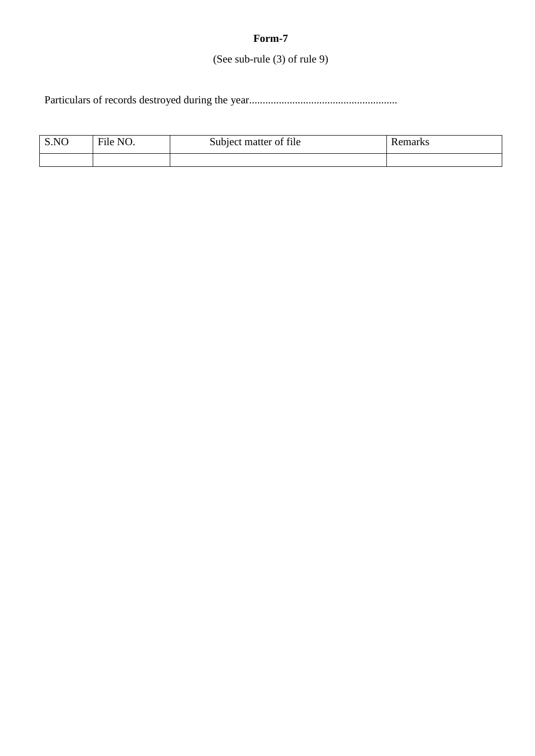**Form-7**

(See sub-rule (3) of rule 9)

Particulars of records destroyed during the year......................................................

| S.NO | File NO. | Subject matter of file | Remarks |
|---|---|---|---|
| | | | |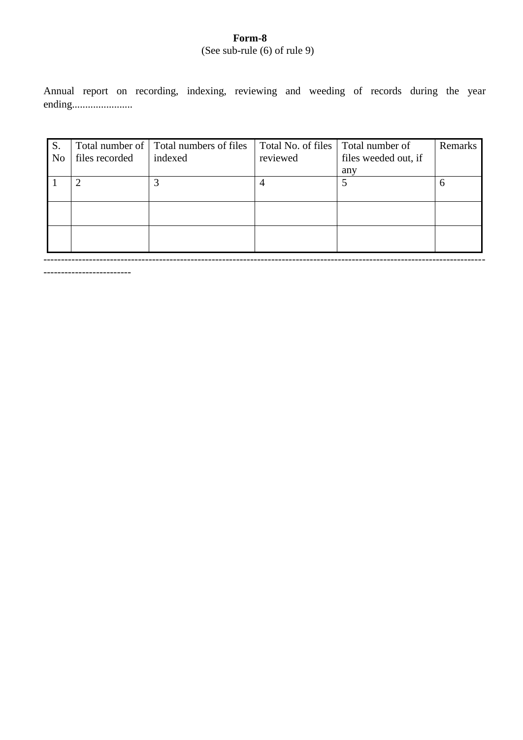**Form-8**
(See sub-rule (6) of rule 9)

Annual report on recording, indexing, reviewing and weeding of records during the year ending.......................

| S. No | Total number of files recorded | Total numbers of files indexed | Total No. of files reviewed | Total number of files weeded out, if any | Remarks |
|---|---|---|---|---|---|
| 1 | 2 | 3 | 4 | 5 | 6 |
| | | | | | |
| | | | | | |

-----------------------------------------------------------------------------------------------------------------------------------------------------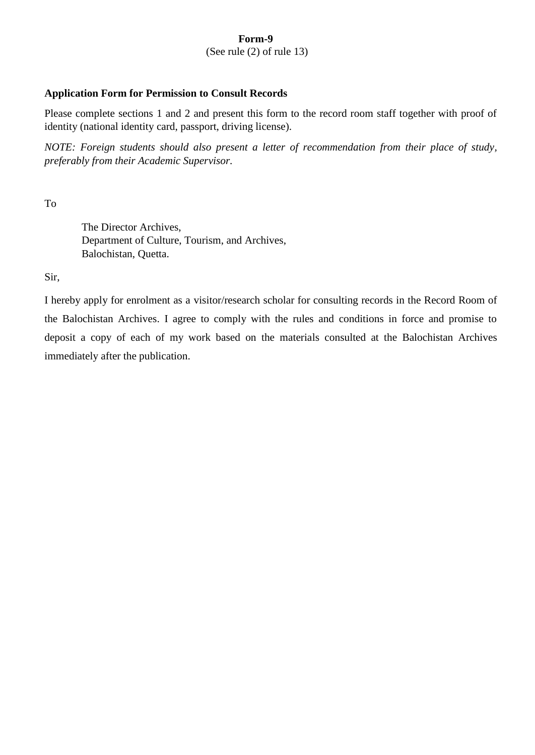**Form-9**
(See rule (2) of rule 13)

**Application Form for Permission to Consult Records**

Please complete sections 1 and 2 and present this form to the record room staff together with proof of identity (national identity card, passport, driving license).

*NOTE: Foreign students should also present a letter of recommendation from their place of study, preferably from their Academic Supervisor.*

To

The Director Archives,
Department of Culture, Tourism, and Archives,
Balochistan, Quetta.

Sir,

I hereby apply for enrolment as a visitor/research scholar for consulting records in the Record Room of the Balochistan Archives. I agree to comply with the rules and conditions in force and promise to deposit a copy of each of my work based on the materials consulted at the Balochistan Archives immediately after the publication.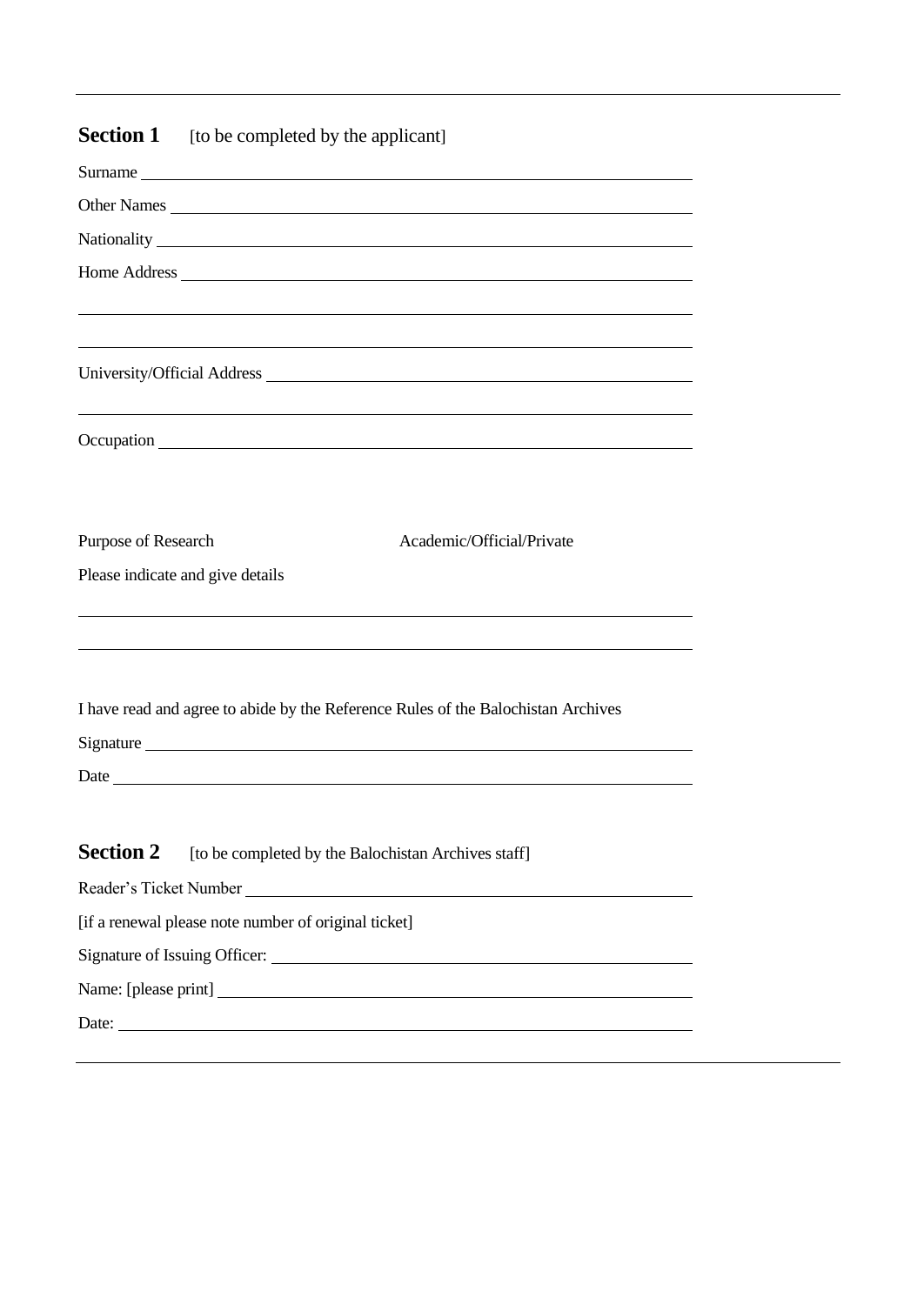**Section 1** [to be completed by the applicant]

Surname ______________________________________________

Other Names ______________________________________________

Nationality ______________________________________________

Home Address ______________________________________________

______________________________________________

______________________________________________

University/Official Address ______________________________________________

______________________________________________

Occupation ______________________________________________

Purpose of Research Academic/Official/Private

Please indicate and give details

______________________________________________

______________________________________________

I have read and agree to abide by the Reference Rules of the Balochistan Archives

Signature ______________________________________________

Date ______________________________________________

**Section 2** [to be completed by the Balochistan Archives staff]

Reader's Ticket Number ______________________________________________

[if a renewal please note number of original ticket]

Signature of Issuing Officer: ______________________________________________

Name: [please print] ______________________________________________

Date: ______________________________________________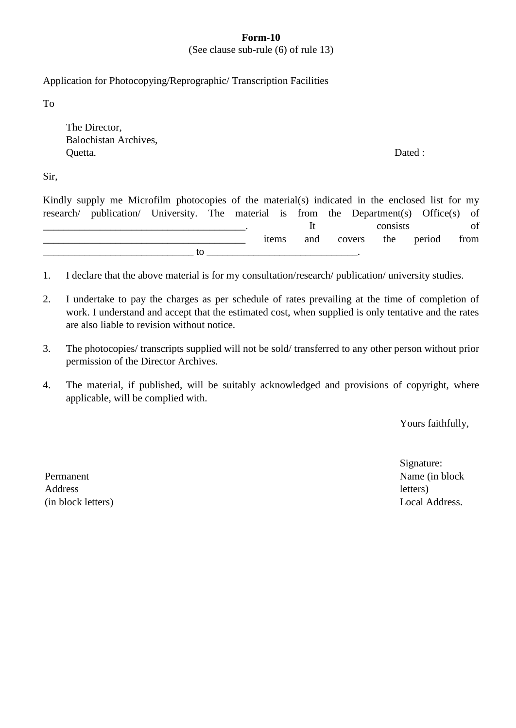**Form-10**

(See clause sub-rule (6) of rule 13)

Application for Photocopying/Reprographic/ Transcription Facilities

To

The Director,
Balochistan Archives,
Quetta. Dated :

Sir,

Kindly supply me Microfilm photocopies of the material(s) indicated in the enclosed list for my research/ publication/ University. The material is from the Department(s) Office(s) of ______________________________________. It consists of ______________________________________ items and covers the period from ___________________________ to ___________________________.

1. I declare that the above material is for my consultation/research/ publication/ university studies.

2. I undertake to pay the charges as per schedule of rates prevailing at the time of completion of work. I understand and accept that the estimated cost, when supplied is only tentative and the rates are also liable to revision without notice.

3. The photocopies/ transcripts supplied will not be sold/ transferred to any other person without prior permission of the Director Archives.

4. The material, if published, will be suitably acknowledged and provisions of copyright, where applicable, will be complied with.

Yours faithfully,

Signature:
Name (in block letters)
Local Address.

Permanent Address
(in block letters)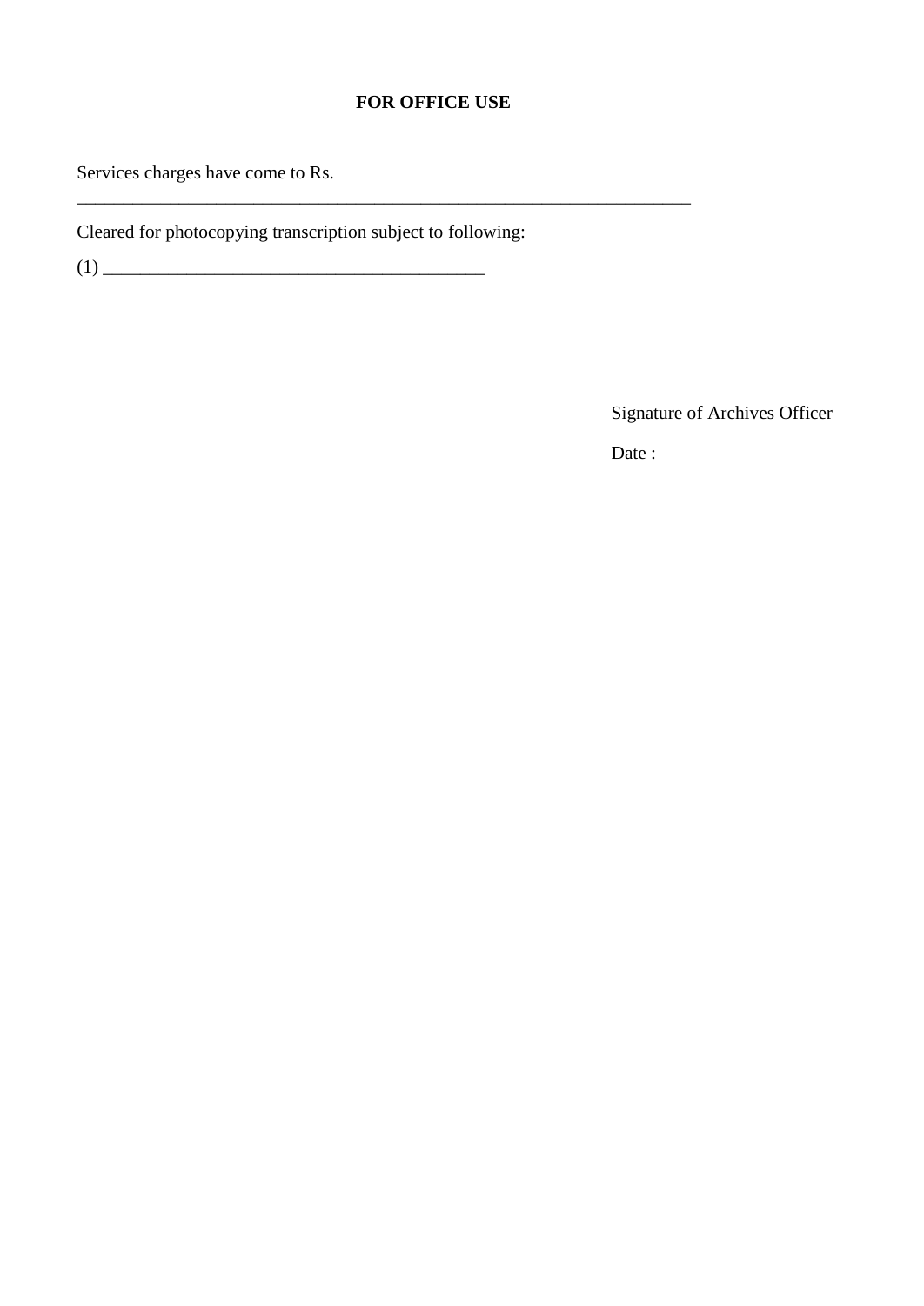**FOR OFFICE USE**

Services charges have come to Rs. ____________________________________________________________________

Cleared for photocopying transcription subject to following:

(1) ________________________________________

Signature of Archives Officer

Date :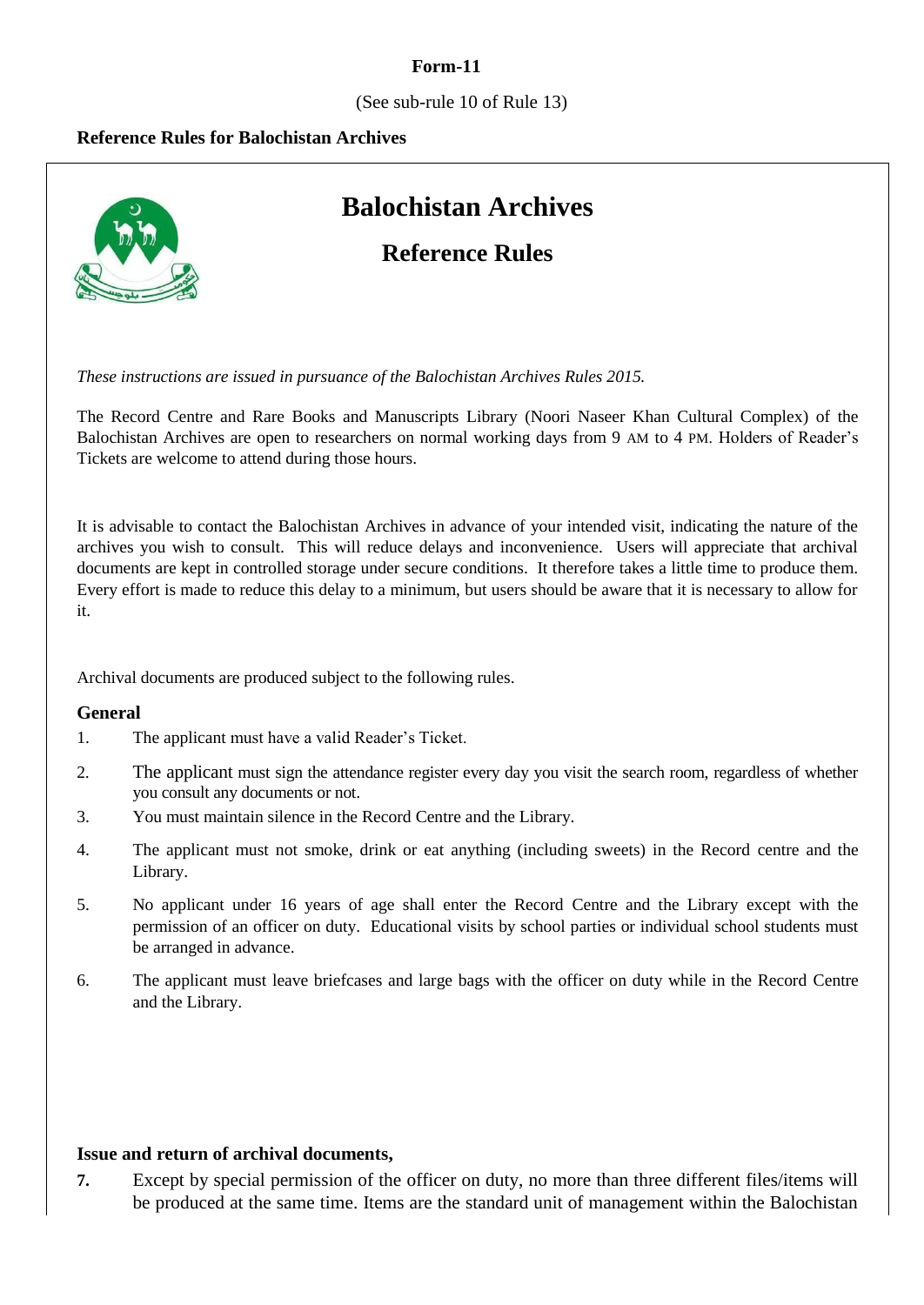**Form-11**

(See sub-rule 10 of Rule 13)

**Reference Rules for Balochistan Archives**

# Balochistan Archives

## Reference Rules

*These instructions are issued in pursuance of the Balochistan Archives Rules 2015.*

The Record Centre and Rare Books and Manuscripts Library (Noori Naseer Khan Cultural Complex) of the Balochistan Archives are open to researchers on normal working days from 9 AM to 4 PM. Holders of Reader's Tickets are welcome to attend during those hours.

It is advisable to contact the Balochistan Archives in advance of your intended visit, indicating the nature of the archives you wish to consult. This will reduce delays and inconvenience. Users will appreciate that archival documents are kept in controlled storage under secure conditions. It therefore takes a little time to produce them. Every effort is made to reduce this delay to a minimum, but users should be aware that it is necessary to allow for it.

Archival documents are produced subject to the following rules.

### General

1. The applicant must have a valid Reader's Ticket.
2. The applicant must sign the attendance register every day you visit the search room, regardless of whether you consult any documents or not.
3. You must maintain silence in the Record Centre and the Library.
4. The applicant must not smoke, drink or eat anything (including sweets) in the Record centre and the Library.
5. No applicant under 16 years of age shall enter the Record Centre and the Library except with the permission of an officer on duty. Educational visits by school parties or individual school students must be arranged in advance.
6. The applicant must leave briefcases and large bags with the officer on duty while in the Record Centre and the Library.

### Issue and return of archival documents,

7. Except by special permission of the officer on duty, no more than three different files/items will be produced at the same time. Items are the standard unit of management within the Balochistan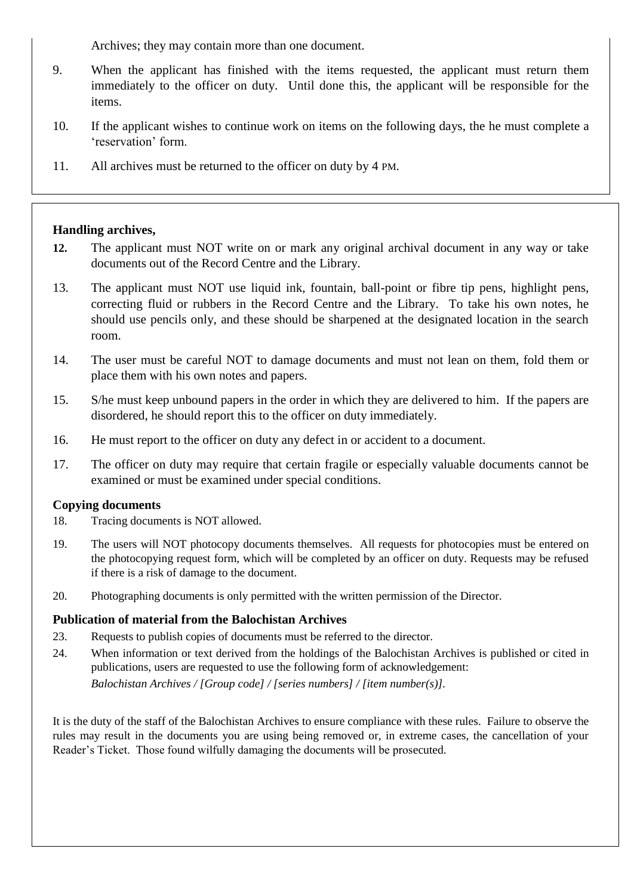Archives; they may contain more than one document.

9. When the applicant has finished with the items requested, the applicant must return them immediately to the officer on duty. Until done this, the applicant will be responsible for the items.

10. If the applicant wishes to continue work on items on the following days, the he must complete a 'reservation' form.

11. All archives must be returned to the officer on duty by 4 PM.

**Handling archives,**

**12.** The applicant must NOT write on or mark any original archival document in any way or take documents out of the Record Centre and the Library.

13. The applicant must NOT use liquid ink, fountain, ball-point or fibre tip pens, highlight pens, correcting fluid or rubbers in the Record Centre and the Library. To take his own notes, he should use pencils only, and these should be sharpened at the designated location in the search room.

14. The user must be careful NOT to damage documents and must not lean on them, fold them or place them with his own notes and papers.

15. S/he must keep unbound papers in the order in which they are delivered to him. If the papers are disordered, he should report this to the officer on duty immediately.

16. He must report to the officer on duty any defect in or accident to a document.

17. The officer on duty may require that certain fragile or especially valuable documents cannot be examined or must be examined under special conditions.

**Copying documents**

18. Tracing documents is NOT allowed.

19. The users will NOT photocopy documents themselves. All requests for photocopies must be entered on the photocopying request form, which will be completed by an officer on duty. Requests may be refused if there is a risk of damage to the document.

20. Photographing documents is only permitted with the written permission of the Director.

**Publication of material from the Balochistan Archives**

23. Requests to publish copies of documents must be referred to the director.

24. When information or text derived from the holdings of the Balochistan Archives is published or cited in publications, users are requested to use the following form of acknowledgement:
*Balochistan Archives / [Group code] / [series numbers] / [item number(s)].*

It is the duty of the staff of the Balochistan Archives to ensure compliance with these rules. Failure to observe the rules may result in the documents you are using being removed or, in extreme cases, the cancellation of your Reader's Ticket. Those found wilfully damaging the documents will be prosecuted.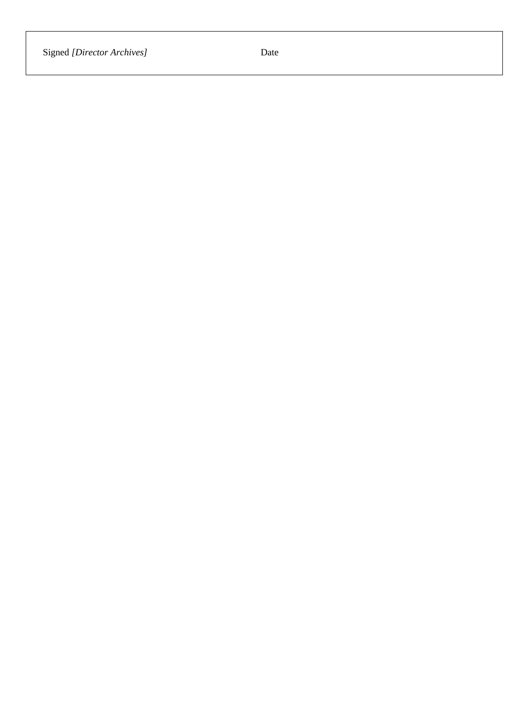| | |
|---|---|
| Signed *[Director Archives]* | Date |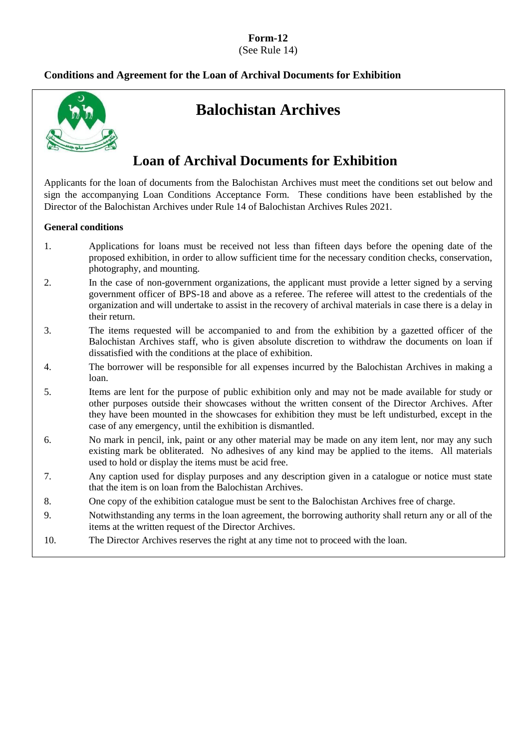**Form-12**
(See Rule 14)

**Conditions and Agreement for the Loan of Archival Documents for Exhibition**

# Balochistan Archives

## Loan of Archival Documents for Exhibition

Applicants for the loan of documents from the Balochistan Archives must meet the conditions set out below and sign the accompanying Loan Conditions Acceptance Form. These conditions have been established by the Director of the Balochistan Archives under Rule 14 of Balochistan Archives Rules 2021.

**General conditions**

1. Applications for loans must be received not less than fifteen days before the opening date of the proposed exhibition, in order to allow sufficient time for the necessary condition checks, conservation, photography, and mounting.
2. In the case of non-government organizations, the applicant must provide a letter signed by a serving government officer of BPS-18 and above as a referee. The referee will attest to the credentials of the organization and will undertake to assist in the recovery of archival materials in case there is a delay in their return.
3. The items requested will be accompanied to and from the exhibition by a gazetted officer of the Balochistan Archives staff, who is given absolute discretion to withdraw the documents on loan if dissatisfied with the conditions at the place of exhibition.
4. The borrower will be responsible for all expenses incurred by the Balochistan Archives in making a loan.
5. Items are lent for the purpose of public exhibition only and may not be made available for study or other purposes outside their showcases without the written consent of the Director Archives. After they have been mounted in the showcases for exhibition they must be left undisturbed, except in the case of any emergency, until the exhibition is dismantled.
6. No mark in pencil, ink, paint or any other material may be made on any item lent, nor may any such existing mark be obliterated. No adhesives of any kind may be applied to the items. All materials used to hold or display the items must be acid free.
7. Any caption used for display purposes and any description given in a catalogue or notice must state that the item is on loan from the Balochistan Archives.
8. One copy of the exhibition catalogue must be sent to the Balochistan Archives free of charge.
9. Notwithstanding any terms in the loan agreement, the borrowing authority shall return any or all of the items at the written request of the Director Archives.
10. The Director Archives reserves the right at any time not to proceed with the loan.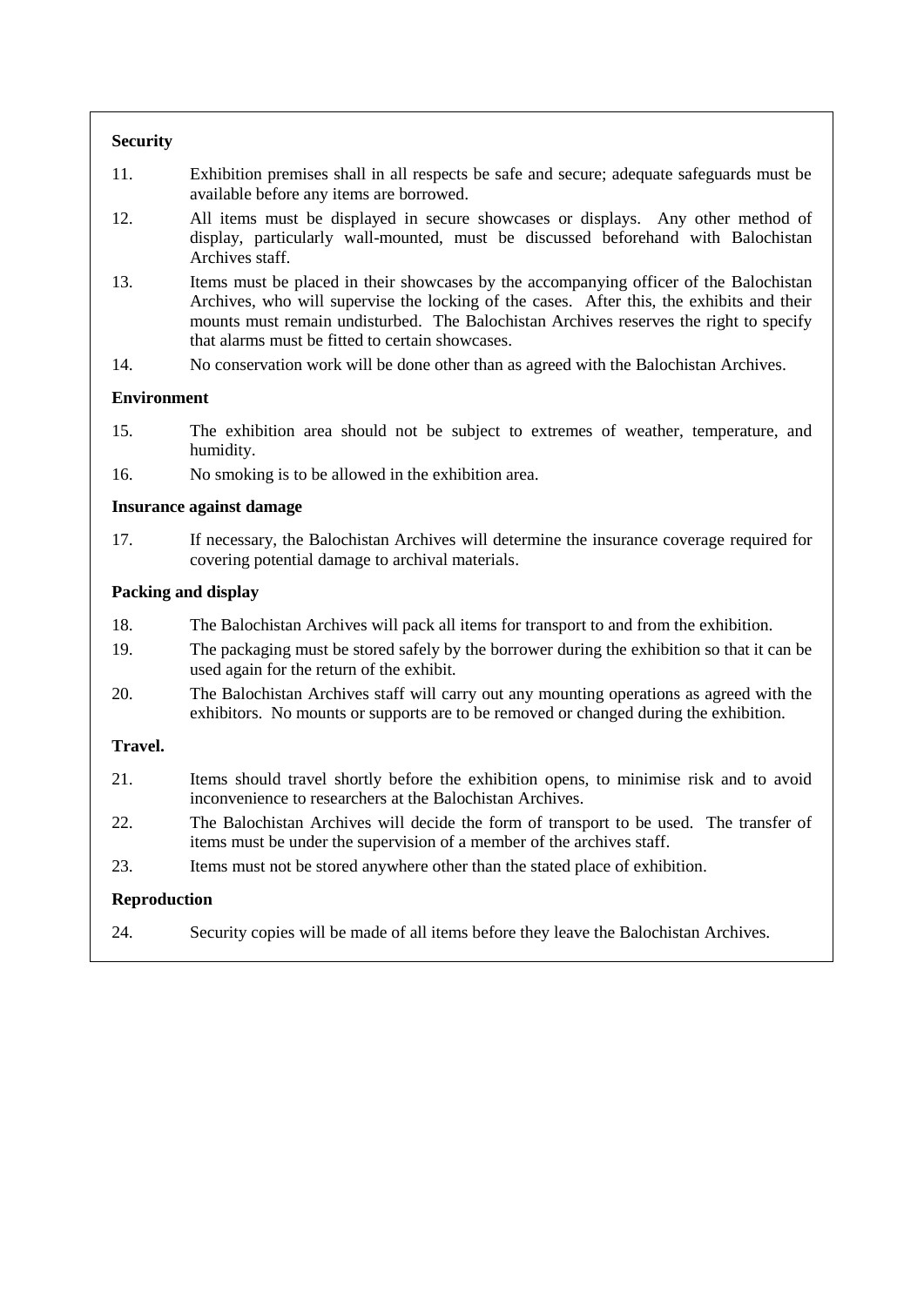**Security**

11. Exhibition premises shall in all respects be safe and secure; adequate safeguards must be available before any items are borrowed.

12. All items must be displayed in secure showcases or displays. Any other method of display, particularly wall-mounted, must be discussed beforehand with Balochistan Archives staff.

13. Items must be placed in their showcases by the accompanying officer of the Balochistan Archives, who will supervise the locking of the cases. After this, the exhibits and their mounts must remain undisturbed. The Balochistan Archives reserves the right to specify that alarms must be fitted to certain showcases.

14. No conservation work will be done other than as agreed with the Balochistan Archives.

**Environment**

15. The exhibition area should not be subject to extremes of weather, temperature, and humidity.

16. No smoking is to be allowed in the exhibition area.

**Insurance against damage**

17. If necessary, the Balochistan Archives will determine the insurance coverage required for covering potential damage to archival materials.

**Packing and display**

18. The Balochistan Archives will pack all items for transport to and from the exhibition.

19. The packaging must be stored safely by the borrower during the exhibition so that it can be used again for the return of the exhibit.

20. The Balochistan Archives staff will carry out any mounting operations as agreed with the exhibitors. No mounts or supports are to be removed or changed during the exhibition.

**Travel.**

21. Items should travel shortly before the exhibition opens, to minimise risk and to avoid inconvenience to researchers at the Balochistan Archives.

22. The Balochistan Archives will decide the form of transport to be used. The transfer of items must be under the supervision of a member of the archives staff.

23. Items must not be stored anywhere other than the stated place of exhibition.

**Reproduction**

24. Security copies will be made of all items before they leave the Balochistan Archives.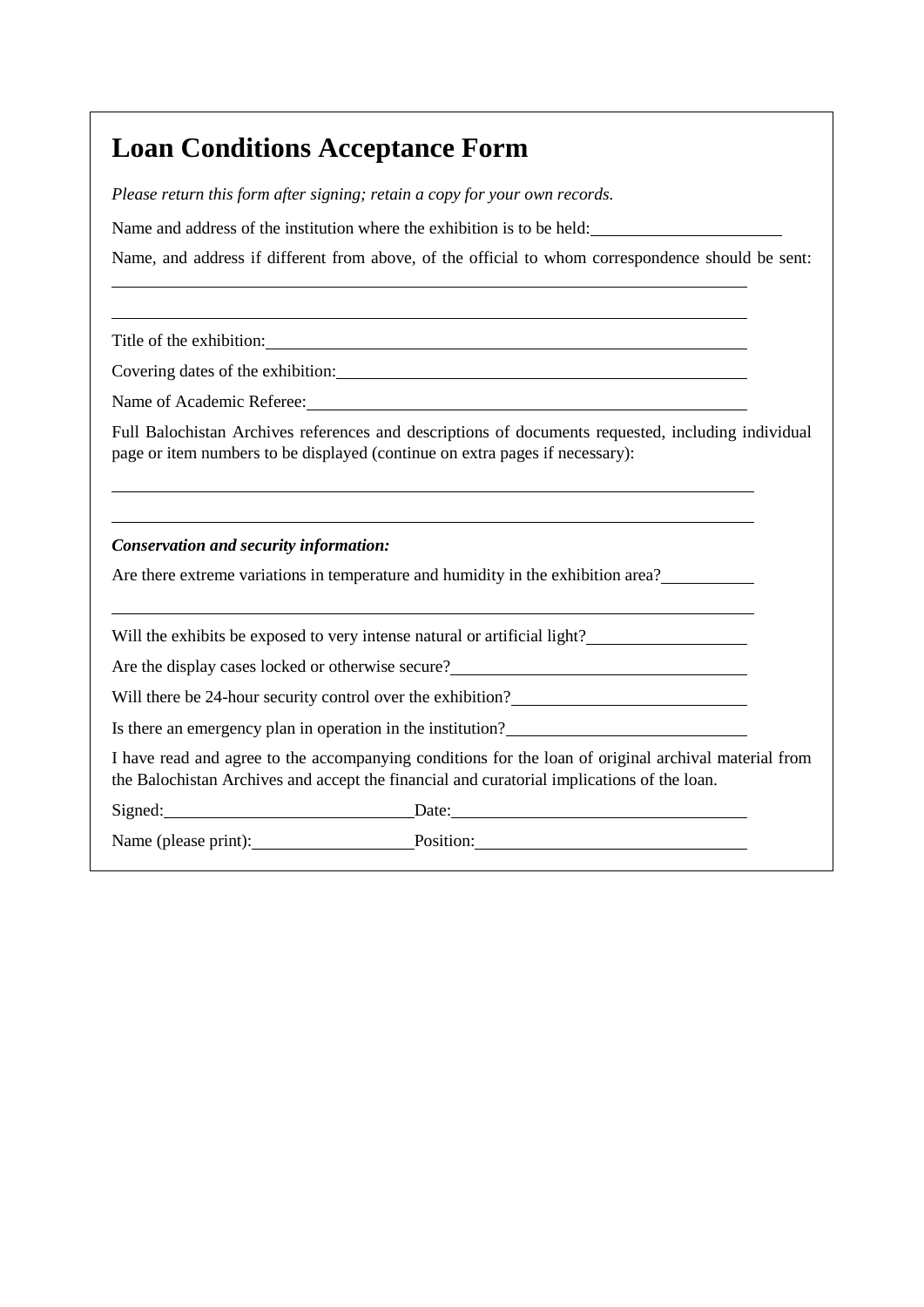# Loan Conditions Acceptance Form

*Please return this form after signing; retain a copy for your own records.*

Name and address of the institution where the exhibition is to be held: ____________________

Name, and address if different from above, of the official to whom correspondence should be sent:

____________________________________________________________

____________________________________________________________

Title of the exhibition: ____________________________________________________________

Covering dates of the exhibition: ____________________________________________________________

Name of Academic Referee: ____________________________________________________________

Full Balochistan Archives references and descriptions of documents requested, including individual page or item numbers to be displayed (continue on extra pages if necessary):

____________________________________________________________

____________________________________________________________

***Conservation and security information:***

Are there extreme variations in temperature and humidity in the exhibition area? __________

____________________________________________________________

Will the exhibits be exposed to very intense natural or artificial light? __________________

Are the display cases locked or otherwise secure? ________________________________

Will there be 24-hour security control over the exhibition? __________________________

Is there an emergency plan in operation in the institution? __________________________

I have read and agree to the accompanying conditions for the loan of original archival material from the Balochistan Archives and accept the financial and curatorial implications of the loan.

Signed: ____________________________ Date: ________________________________

Name (please print): __________________ Position: ______________________________